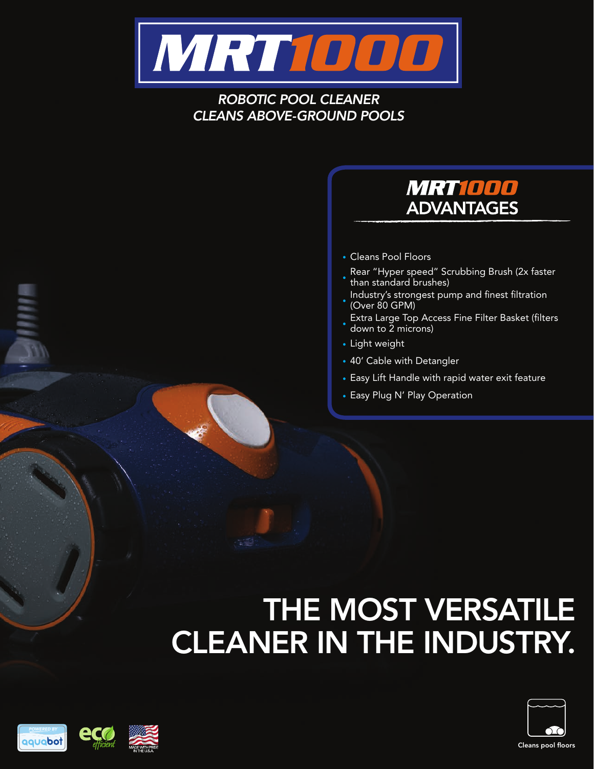# MRT1000

*ROBOTIC POOL CLEANER*
*CLEANS ABOVE-GROUND POOLS*

## MRT1000 ADVANTAGES

- Cleans Pool Floors
- Rear "Hyper speed" Scrubbing Brush (2x faster than standard brushes)
- Industry's strongest pump and finest filtration (Over 80 GPM)
- Extra Large Top Access Fine Filter Basket (filters down to 2 microns)
- Light weight
- 40' Cable with Detangler
- Easy Lift Handle with rapid water exit feature
- Easy Plug N' Play Operation

# THE MOST VERSATILE CLEANER IN THE INDUSTRY.

POWERED BY aquabot

eco efficient

MADE WITH PRIDE IN THE U.S.A.

Cleans pool floors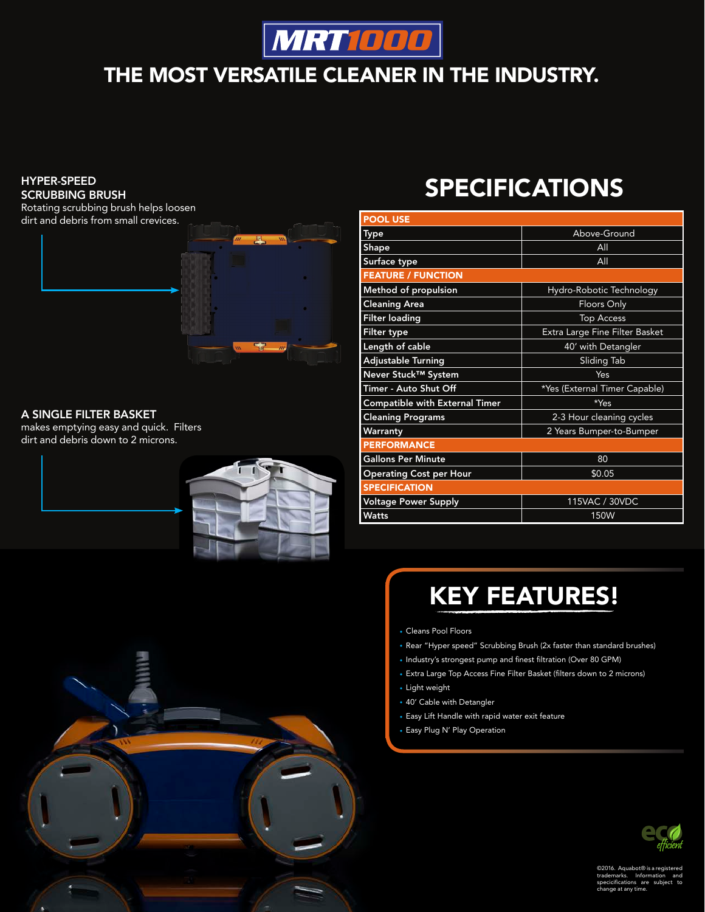# MRT1000

## THE MOST VERSATILE CLEANER IN THE INDUSTRY.

### HYPER-SPEED SCRUBBING BRUSH

Rotating scrubbing brush helps loosen dirt and debris from small crevices.

### A SINGLE FILTER BASKET

makes emptying easy and quick. Filters dirt and debris down to 2 microns.

## SPECIFICATIONS

| | |
|---|---|
| **POOL USE** | |
| Type | Above-Ground |
| Shape | All |
| Surface type | All |
| **FEATURE / FUNCTION** | |
| Method of propulsion | Hydro-Robotic Technology |
| Cleaning Area | Floors Only |
| Filter loading | Top Access |
| Filter type | Extra Large Fine Filter Basket |
| Length of cable | 40' with Detangler |
| Adjustable Turning | Sliding Tab |
| Never Stuck™ System | Yes |
| Timer - Auto Shut Off | *Yes (External Timer Capable) |
| Compatible with External Timer | *Yes |
| Cleaning Programs | 2-3 Hour cleaning cycles |
| Warranty | 2 Years Bumper-to-Bumper |
| **PERFORMANCE** | |
| Gallons Per Minute | 80 |
| Operating Cost per Hour | $0.05 |
| **SPECIFICATION** | |
| Voltage Power Supply | 115VAC / 30VDC |
| Watts | 150W |

## KEY FEATURES!

- Cleans Pool Floors
- Rear "Hyper speed" Scrubbing Brush (2x faster than standard brushes)
- Industry's strongest pump and finest filtration (Over 80 GPM)
- Extra Large Top Access Fine Filter Basket (filters down to 2 microns)
- Light weight
- 40' Cable with Detangler
- Easy Lift Handle with rapid water exit feature
- Easy Plug N' Play Operation

eco efficient

©2016. Aquabot® is a registered trademarks. Information and speciciflications are subject to change at any time.